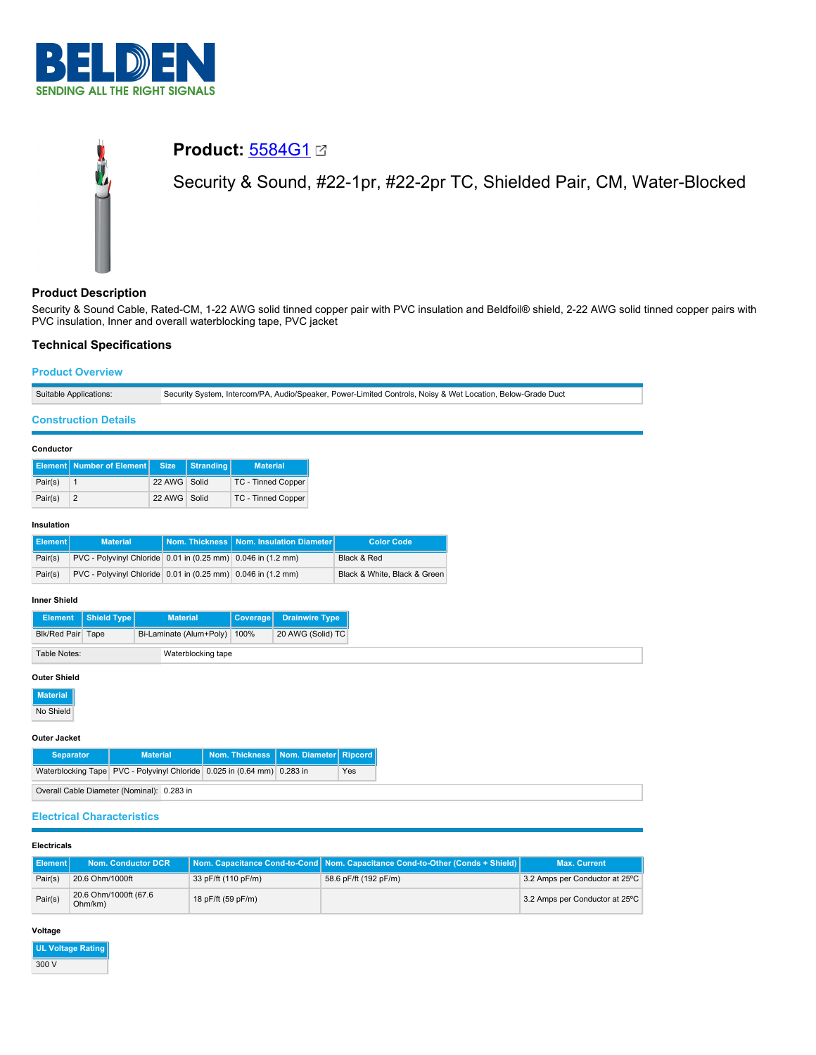# Product: 5584G1

Security & Sound, #22-1pr, #22-2pr TC, Shielded Pair, CM, Water-Blocked

## Product Description

Security & Sound Cable, Rated-CM, 1-22 AWG solid tinned copper pair with PVC insulation and Beldfoil® shield, 2-22 AWG solid tinned copper pairs with PVC insulation, Inner and overall waterblocking tape, PVC jacket

## Technical Specifications

### Product Overview

| Suitable Applications: | Security System, Intercom/PA, Audio/Speaker, Power-Limited Controls, Noisy & Wet Location, Below-Grade Duct |
|---|---|

### Construction Details

**Conductor**

| Element | Number of Element | Size | Stranding | Material |
|---|---|---|---|---|
| Pair(s) | 1 | 22 AWG | Solid | TC - Tinned Copper |
| Pair(s) | 2 | 22 AWG | Solid | TC - Tinned Copper |

**Insulation**

| Element | Material | Nom. Thickness | Nom. Insulation Diameter | Color Code |
|---|---|---|---|---|
| Pair(s) | PVC - Polyvinyl Chloride | 0.01 in (0.25 mm) | 0.046 in (1.2 mm) | Black & Red |
| Pair(s) | PVC - Polyvinyl Chloride | 0.01 in (0.25 mm) | 0.046 in (1.2 mm) | Black & White, Black & Green |

**Inner Shield**

| Element | Shield Type | Material | Coverage | Drainwire Type |
|---|---|---|---|---|
| Blk/Red Pair | Tape | Bi-Laminate (Alum+Poly) | 100% | 20 AWG (Solid) TC |

| Table Notes: | Waterblocking tape |
|---|---|

**Outer Shield**

| Material |
|---|
| No Shield |

**Outer Jacket**

| Separator | Material | Nom. Thickness | Nom. Diameter | Ripcord |
|---|---|---|---|---|
| Waterblocking Tape | PVC - Polyvinyl Chloride | 0.025 in (0.64 mm) | 0.283 in | Yes |

| Overall Cable Diameter (Nominal): | 0.283 in |
|---|---|

### Electrical Characteristics

**Electricals**

| Element | Nom. Conductor DCR | Nom. Capacitance Cond-to-Cond | Nom. Capacitance Cond-to-Other (Conds + Shield) | Max. Current |
|---|---|---|---|---|
| Pair(s) | 20.6 Ohm/1000ft | 33 pF/ft (110 pF/m) | 58.6 pF/ft (192 pF/m) | 3.2 Amps per Conductor at 25ºC |
| Pair(s) | 20.6 Ohm/1000ft (67.6 Ohm/km) | 18 pF/ft (59 pF/m) | | 3.2 Amps per Conductor at 25ºC |

**Voltage**

| UL Voltage Rating |
|---|
| 300 V |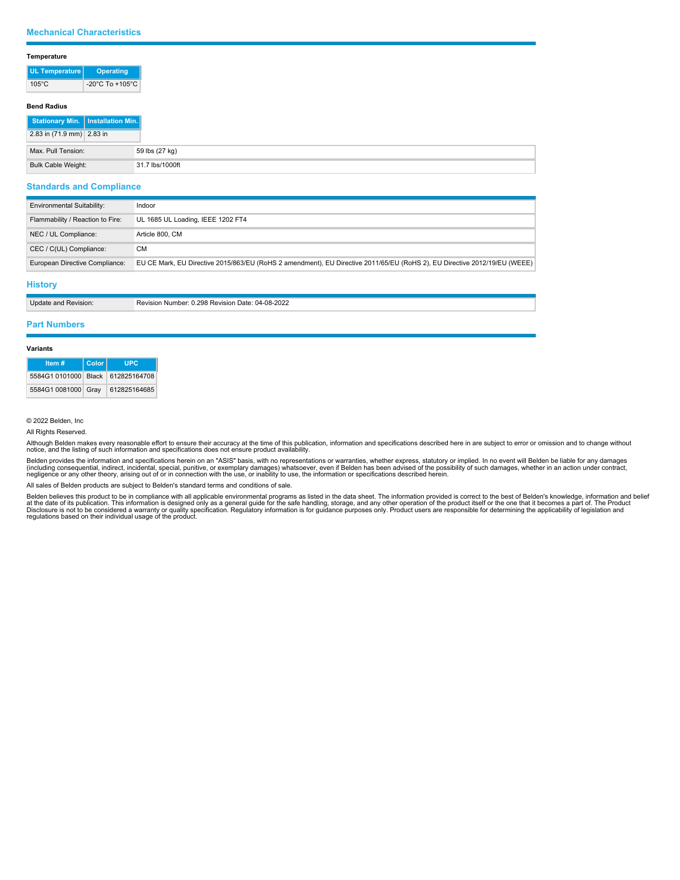## Mechanical Characteristics

#### Temperature

| UL Temperature | Operating |
|---|---|
| 105°C | -20°C To +105°C |

#### Bend Radius

| Stationary Min. | Installation Min. |
|---|---|
| 2.83 in (71.9 mm) | 2.83 in |

| | |
|---|---|
| Max. Pull Tension: | 59 lbs (27 kg) |
| Bulk Cable Weight: | 31.7 lbs/1000ft |

## Standards and Compliance

| | |
|---|---|
| Environmental Suitability: | Indoor |
| Flammability / Reaction to Fire: | UL 1685 UL Loading, IEEE 1202 FT4 |
| NEC / UL Compliance: | Article 800, CM |
| CEC / C(UL) Compliance: | CM |
| European Directive Compliance: | EU CE Mark, EU Directive 2015/863/EU (RoHS 2 amendment), EU Directive 2011/65/EU (RoHS 2), EU Directive 2012/19/EU (WEEE) |

## History

| | |
|---|---|
| Update and Revision: | Revision Number: 0.298 Revision Date: 04-08-2022 |

## Part Numbers

#### Variants

| Item # | Color | UPC |
|---|---|---|
| 5584G1 0101000 | Black | 612825164708 |
| 5584G1 0081000 | Gray | 612825164685 |

© 2022 Belden, Inc

All Rights Reserved.

Although Belden makes every reasonable effort to ensure their accuracy at the time of this publication, information and specifications described here in are subject to error or omission and to change without notice, and the listing of such information and specifications does not ensure product availability.

Belden provides the information and specifications herein on an "ASIS" basis, with no representations or warranties, whether express, statutory or implied. In no event will Belden be liable for any damages (including consequential, indirect, incidental, special, punitive, or exemplary damages) whatsoever, even if Belden has been advised of the possibility of such damages, whether in an action under contract, negligence or any other theory, arising out of or in connection with the use, or inability to use, the information or specifications described herein.

All sales of Belden products are subject to Belden's standard terms and conditions of sale.

Belden believes this product to be in compliance with all applicable environmental programs as listed in the data sheet. The information provided is correct to the best of Belden's knowledge, information and belief at the date of its publication. This information is designed only as a general guide for the safe handling, storage, and any other operation of the product itself or the one that it becomes a part of. The Product Disclosure is not to be considered a warranty or quality specification. Regulatory information is for guidance purposes only. Product users are responsible for determining the applicability of legislation and regulations based on their individual usage of the product.